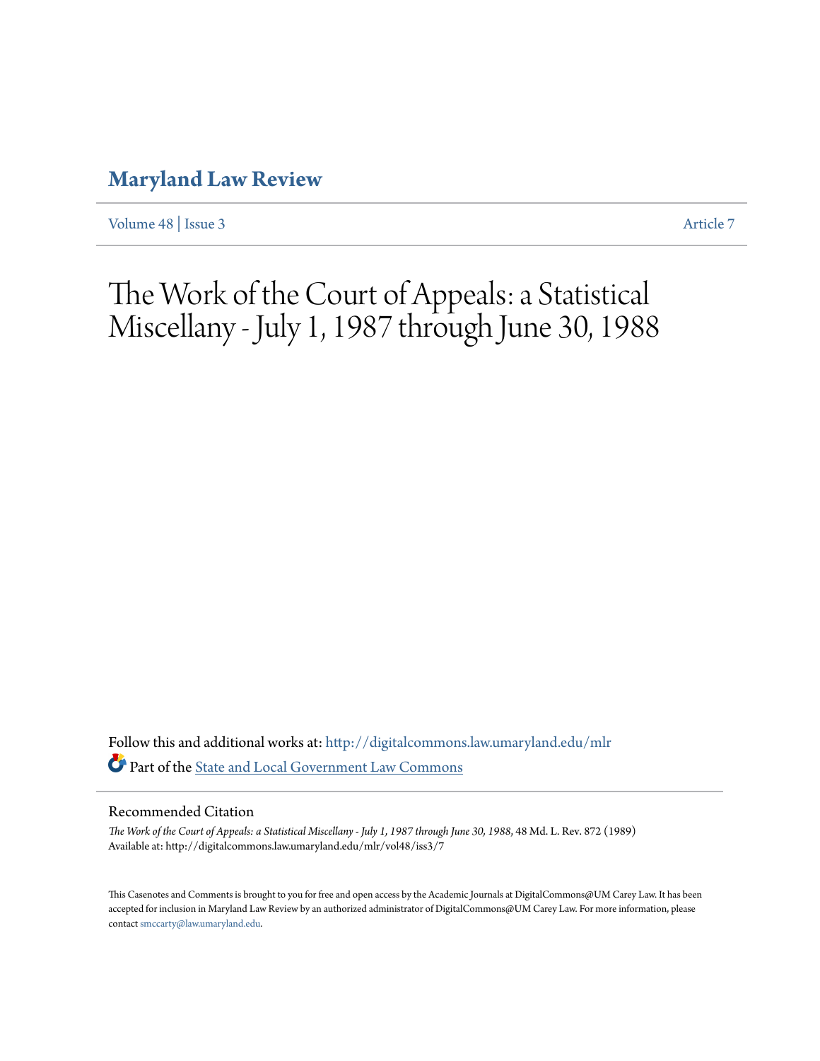# Maryland Law Review

Volume 48 | Issue 3 Article 7

# The Work of the Court of Appeals: a Statistical Miscellany - July 1, 1987 through June 30, 1988

Follow this and additional works at: http://digitalcommons.law.umaryland.edu/mlr

Part of the State and Local Government Law Commons

## Recommended Citation

*The Work of the Court of Appeals: a Statistical Miscellany - July 1, 1987 through June 30, 1988*, 48 Md. L. Rev. 872 (1989)
Available at: http://digitalcommons.law.umaryland.edu/mlr/vol48/iss3/7

This Casenotes and Comments is brought to you for free and open access by the Academic Journals at DigitalCommons@UM Carey Law. It has been accepted for inclusion in Maryland Law Review by an authorized administrator of DigitalCommons@UM Carey Law. For more information, please contact smccarty@law.umaryland.edu.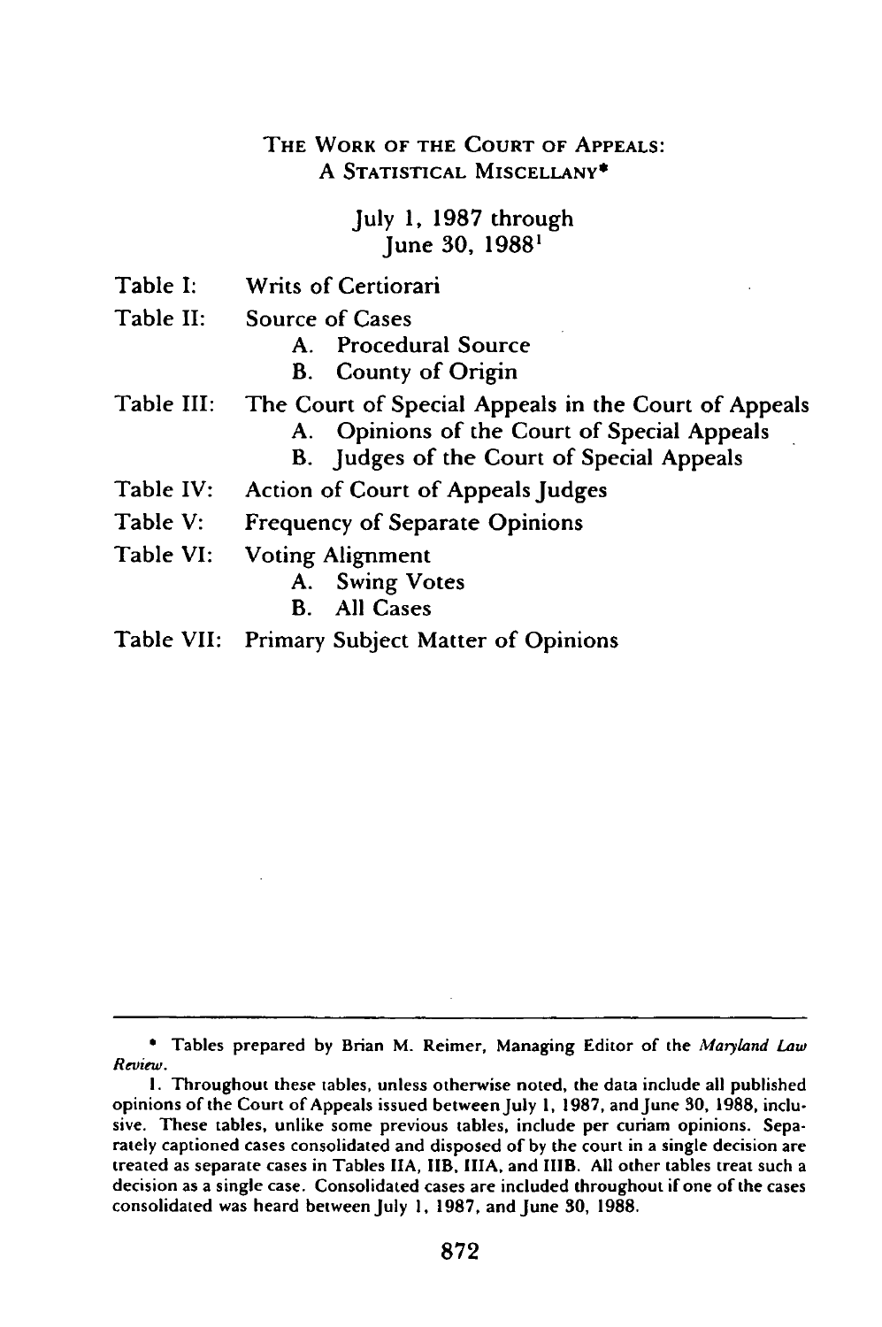# THE WORK OF THE COURT OF APPEALS: A STATISTICAL MISCELLANY*

July 1, 1987 through June 30, 1988[1]

Table I: Writs of Certiorari

Table II: Source of Cases
- A. Procedural Source
- B. County of Origin

Table III: The Court of Special Appeals in the Court of Appeals
- A. Opinions of the Court of Special Appeals
- B. Judges of the Court of Special Appeals

Table IV: Action of Court of Appeals Judges

Table V: Frequency of Separate Opinions

Table VI: Voting Alignment
- A. Swing Votes
- B. All Cases

Table VII: Primary Subject Matter of Opinions

---

\* Tables prepared by Brian M. Reimer, Managing Editor of the *Maryland Law Review*.

1. Throughout these tables, unless otherwise noted, the data include all published opinions of the Court of Appeals issued between July 1, 1987, and June 30, 1988, inclusive. These tables, unlike some previous tables, include per curiam opinions. Separately captioned cases consolidated and disposed of by the court in a single decision are treated as separate cases in Tables IIA, IIB, IIIA, and IIIB. All other tables treat such a decision as a single case. Consolidated cases are included throughout if one of the cases consolidated was heard between July 1, 1987, and June 30, 1988.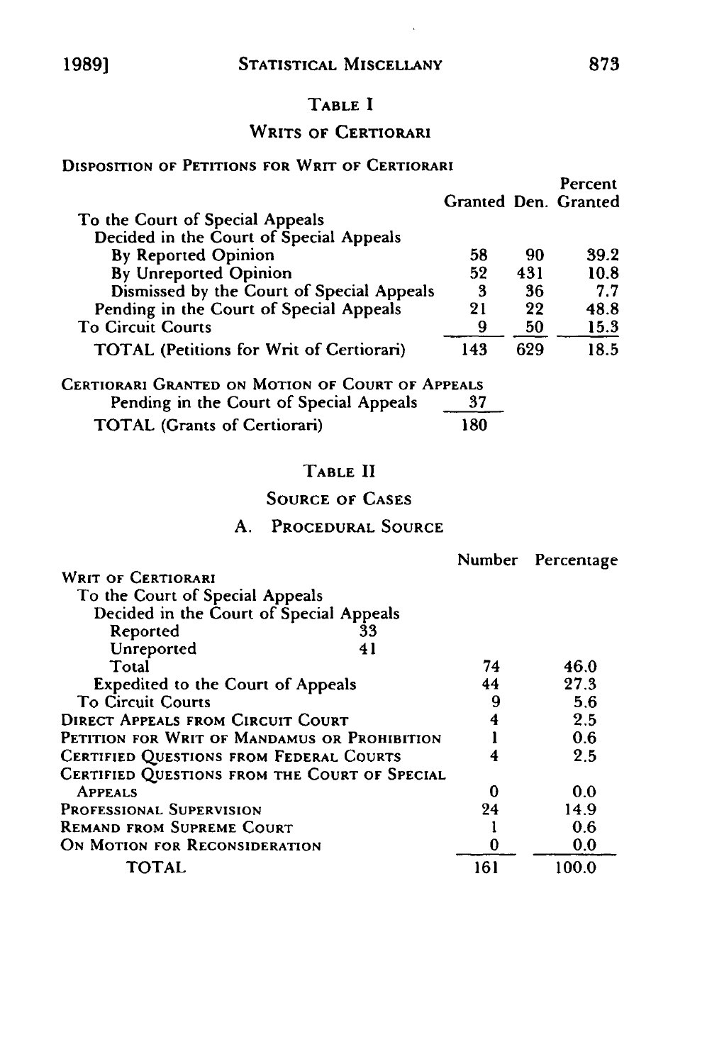## TABLE I

### WRITS OF CERTIORARI

DISPOSITION OF PETITIONS FOR WRIT OF CERTIORARI

| | Granted | Den. | Percent Granted |
|---|---|---|---|
| To the Court of Special Appeals | | | |
| Decided in the Court of Special Appeals | | | |
| By Reported Opinion | 58 | 90 | 39.2 |
| By Unreported Opinion | 52 | 431 | 10.8 |
| Dismissed by the Court of Special Appeals | 3 | 36 | 7.7 |
| Pending in the Court of Special Appeals | 21 | 22 | 48.8 |
| To Circuit Courts | 9 | 50 | 15.3 |
| TOTAL (Petitions for Writ of Certiorari) | 143 | 629 | 18.5 |

CERTIORARI GRANTED ON MOTION OF COURT OF APPEALS

| | |
|---|---|
| Pending in the Court of Special Appeals | 37 |
| TOTAL (Grants of Certiorari) | 180 |

## TABLE II

### SOURCE OF CASES

#### A. PROCEDURAL SOURCE

| | | Number | Percentage |
|---|---|---|---|
| WRIT OF CERTIORARI | | | |
| To the Court of Special Appeals | | | |
| Decided in the Court of Special Appeals | | | |
| Reported | 33 | | |
| Unreported | 41 | | |
| Total | | 74 | 46.0 |
| Expedited to the Court of Appeals | | 44 | 27.3 |
| To Circuit Courts | | 9 | 5.6 |
| DIRECT APPEALS FROM CIRCUIT COURT | | 4 | 2.5 |
| PETITION FOR WRIT OF MANDAMUS OR PROHIBITION | | 1 | 0.6 |
| CERTIFIED QUESTIONS FROM FEDERAL COURTS | | 4 | 2.5 |
| CERTIFIED QUESTIONS FROM THE COURT OF SPECIAL APPEALS | | 0 | 0.0 |
| PROFESSIONAL SUPERVISION | | 24 | 14.9 |
| REMAND FROM SUPREME COURT | | 1 | 0.6 |
| ON MOTION FOR RECONSIDERATION | | 0 | 0.0 |
| TOTAL | | 161 | 100.0 |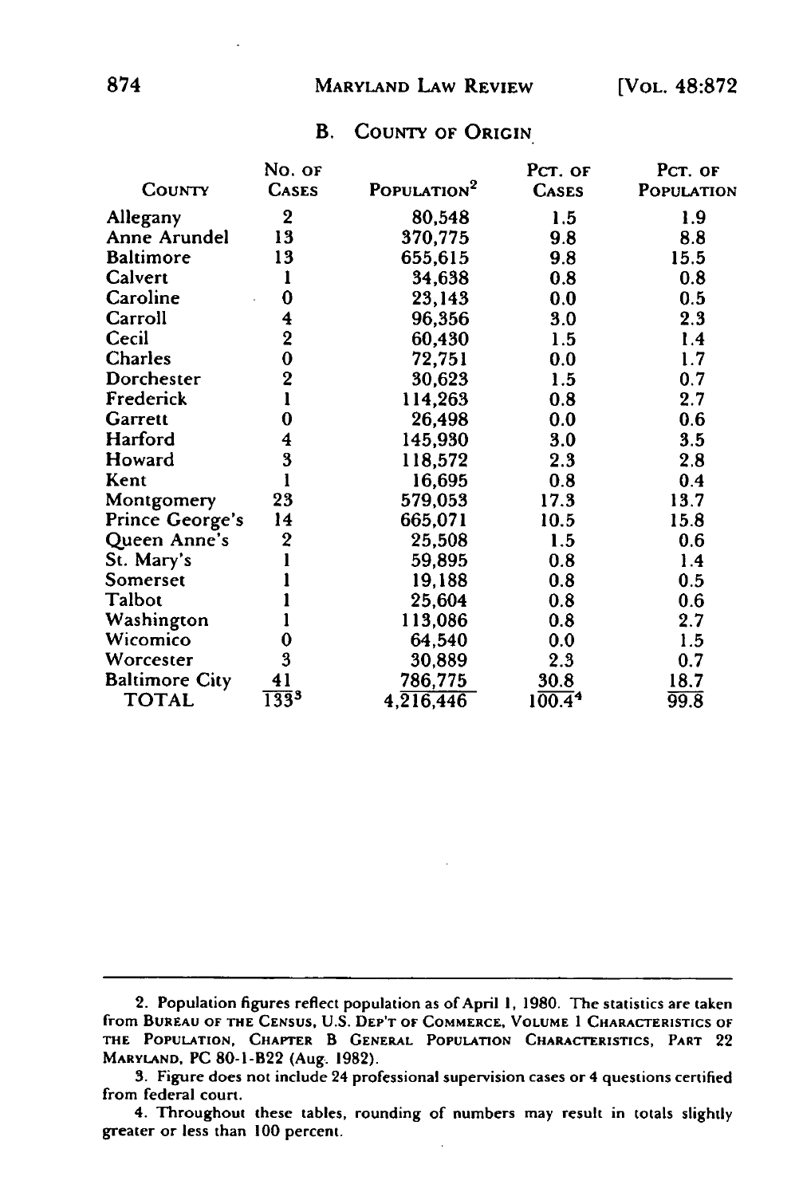## B. COUNTY OF ORIGIN

| COUNTY | NO. OF CASES | POPULATION[2] | PCT. OF CASES | PCT. OF POPULATION |
|---|---|---|---|---|
| Allegany | 2 | 80,548 | 1.5 | 1.9 |
| Anne Arundel | 13 | 370,775 | 9.8 | 8.8 |
| Baltimore | 13 | 655,615 | 9.8 | 15.5 |
| Calvert | 1 | 34,638 | 0.8 | 0.8 |
| Caroline | 0 | 23,143 | 0.0 | 0.5 |
| Carroll | 4 | 96,356 | 3.0 | 2.3 |
| Cecil | 2 | 60,430 | 1.5 | 1.4 |
| Charles | 0 | 72,751 | 0.0 | 1.7 |
| Dorchester | 2 | 30,623 | 1.5 | 0.7 |
| Frederick | 1 | 114,263 | 0.8 | 2.7 |
| Garrett | 0 | 26,498 | 0.0 | 0.6 |
| Harford | 4 | 145,930 | 3.0 | 3.5 |
| Howard | 3 | 118,572 | 2.3 | 2.8 |
| Kent | 1 | 16,695 | 0.8 | 0.4 |
| Montgomery | 23 | 579,053 | 17.3 | 13.7 |
| Prince George's | 14 | 665,071 | 10.5 | 15.8 |
| Queen Anne's | 2 | 25,508 | 1.5 | 0.6 |
| St. Mary's | 1 | 59,895 | 0.8 | 1.4 |
| Somerset | 1 | 19,188 | 0.8 | 0.5 |
| Talbot | 1 | 25,604 | 0.8 | 0.6 |
| Washington | 1 | 113,086 | 0.8 | 2.7 |
| Wicomico | 0 | 64,540 | 0.0 | 1.5 |
| Worcester | 3 | 30,889 | 2.3 | 0.7 |
| Baltimore City | 41 | 786,775 | 30.8 | 18.7 |
| TOTAL | 133[3] | 4,216,446 | 100.4[4] | 99.8 |

---

2. Population figures reflect population as of April 1, 1980. The statistics are taken from BUREAU OF THE CENSUS, U.S. DEP'T OF COMMERCE, VOLUME 1 CHARACTERISTICS OF THE POPULATION, CHAPTER B GENERAL POPULATION CHARACTERISTICS, PART 22 MARYLAND, PC 80-1-B22 (Aug. 1982).

3. Figure does not include 24 professional supervision cases or 4 questions certified from federal court.

4. Throughout these tables, rounding of numbers may result in totals slightly greater or less than 100 percent.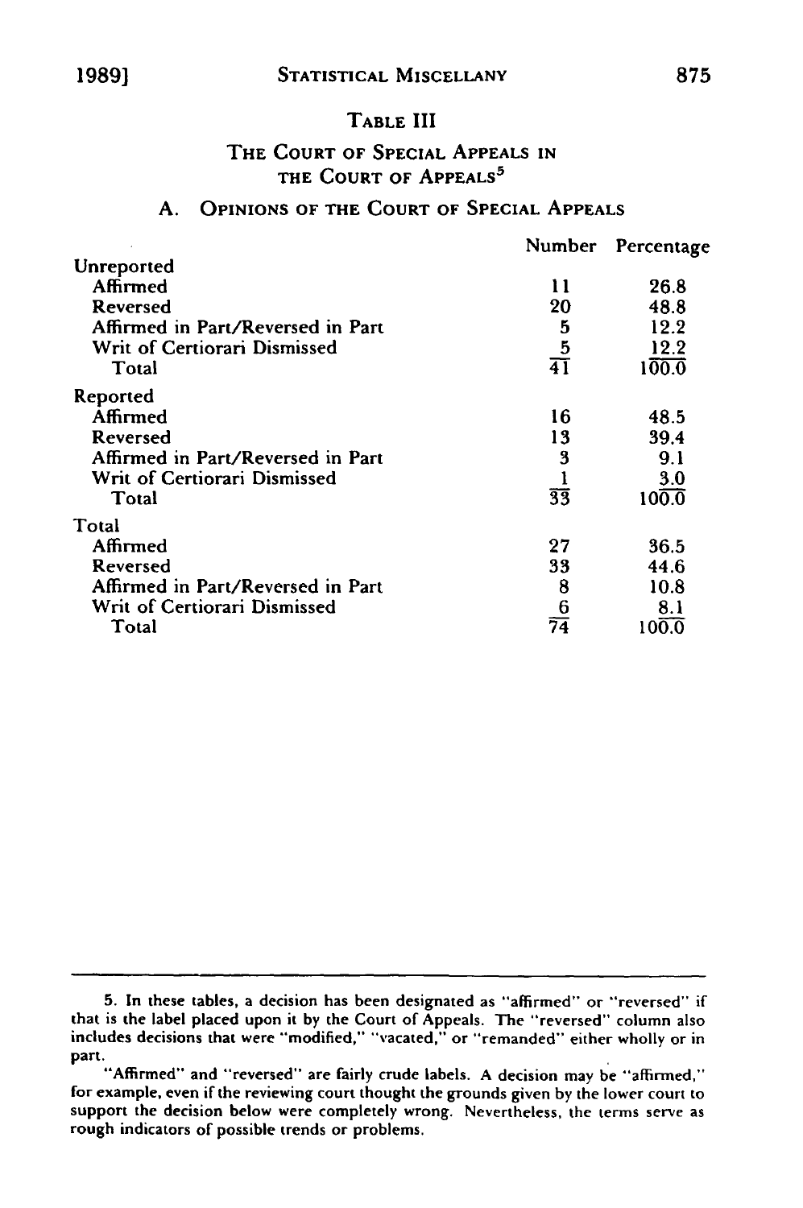## Table III

### The Court of Special Appeals in the Court of Appeals[5]

#### A. Opinions of the Court of Special Appeals

| | Number | Percentage |
|---|---|---|
| Unreported | | |
| Affirmed | 11 | 26.8 |
| Reversed | 20 | 48.8 |
| Affirmed in Part/Reversed in Part | 5 | 12.2 |
| Writ of Certiorari Dismissed | 5 | 12.2 |
| Total | 41 | 100.0 |
| Reported | | |
| Affirmed | 16 | 48.5 |
| Reversed | 13 | 39.4 |
| Affirmed in Part/Reversed in Part | 3 | 9.1 |
| Writ of Certiorari Dismissed | 1 | 3.0 |
| Total | 33 | 100.0 |
| Total | | |
| Affirmed | 27 | 36.5 |
| Reversed | 33 | 44.6 |
| Affirmed in Part/Reversed in Part | 8 | 10.8 |
| Writ of Certiorari Dismissed | 6 | 8.1 |
| Total | 74 | 100.0 |

---

5. In these tables, a decision has been designated as "affirmed" or "reversed" if that is the label placed upon it by the Court of Appeals. The "reversed" column also includes decisions that were "modified," "vacated," or "remanded" either wholly or in part.

"Affirmed" and "reversed" are fairly crude labels. A decision may be "affirmed," for example, even if the reviewing court thought the grounds given by the lower court to support the decision below were completely wrong. Nevertheless, the terms serve as rough indicators of possible trends or problems.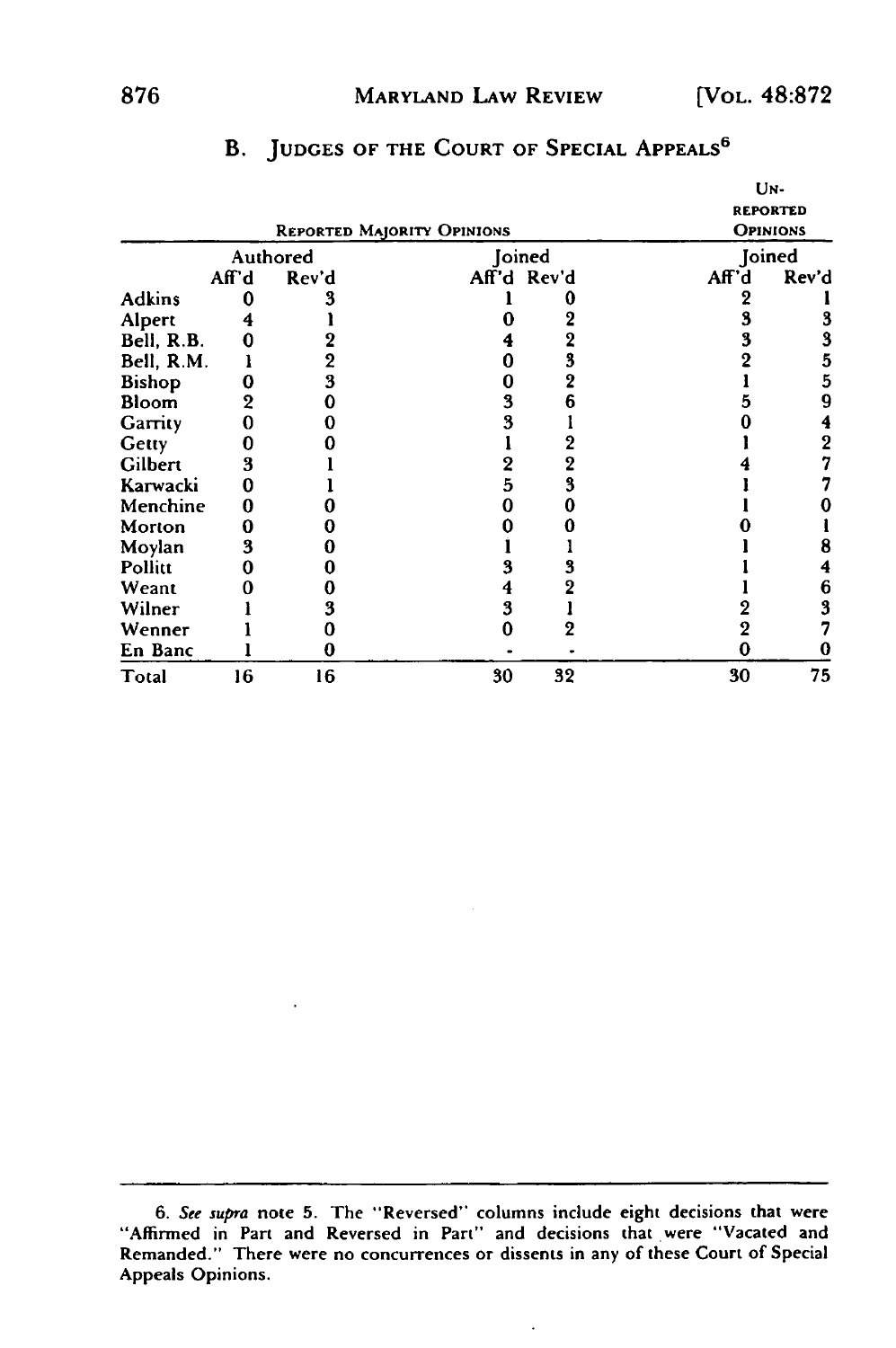## B. Judges of the Court of Special Appeals[6]

| | Reported Majority Opinions | | | | Unreported Opinions | |
|---|---|---|---|---|---|---|
| | Authored | | Joined | | Joined | |
| | Aff'd | Rev'd | Aff'd | Rev'd | Aff'd | Rev'd |
| Adkins | 0 | 3 | 1 | 0 | 2 | 1 |
| Alpert | 4 | 1 | 0 | 2 | 3 | 3 |
| Bell, R.B. | 0 | 2 | 4 | 2 | 3 | 3 |
| Bell, R.M. | 1 | 2 | 0 | 3 | 2 | 5 |
| Bishop | 0 | 3 | 0 | 2 | 1 | 5 |
| Bloom | 2 | 0 | 3 | 6 | 5 | 9 |
| Garrity | 0 | 0 | 3 | 1 | 0 | 4 |
| Getty | 0 | 0 | 1 | 2 | 1 | 2 |
| Gilbert | 3 | 1 | 2 | 2 | 4 | 7 |
| Karwacki | 0 | 1 | 5 | 3 | 1 | 7 |
| Menchine | 0 | 0 | 0 | 0 | 1 | 0 |
| Morton | 0 | 0 | 0 | 0 | 0 | 1 |
| Moylan | 3 | 0 | 1 | 1 | 1 | 8 |
| Pollitt | 0 | 0 | 3 | 3 | 1 | 4 |
| Weant | 0 | 0 | 4 | 2 | 1 | 6 |
| Wilner | 1 | 3 | 3 | 1 | 2 | 3 |
| Wenner | 1 | 0 | 0 | 2 | 2 | 7 |
| En Banc | 1 | 0 | - | - | 0 | 0 |
| Total | 16 | 16 | 30 | 32 | 30 | 75 |

6. *See supra* note 5. The "Reversed" columns include eight decisions that were "Affirmed in Part and Reversed in Part" and decisions that were "Vacated and Remanded." There were no concurrences or dissents in any of these Court of Special Appeals Opinions.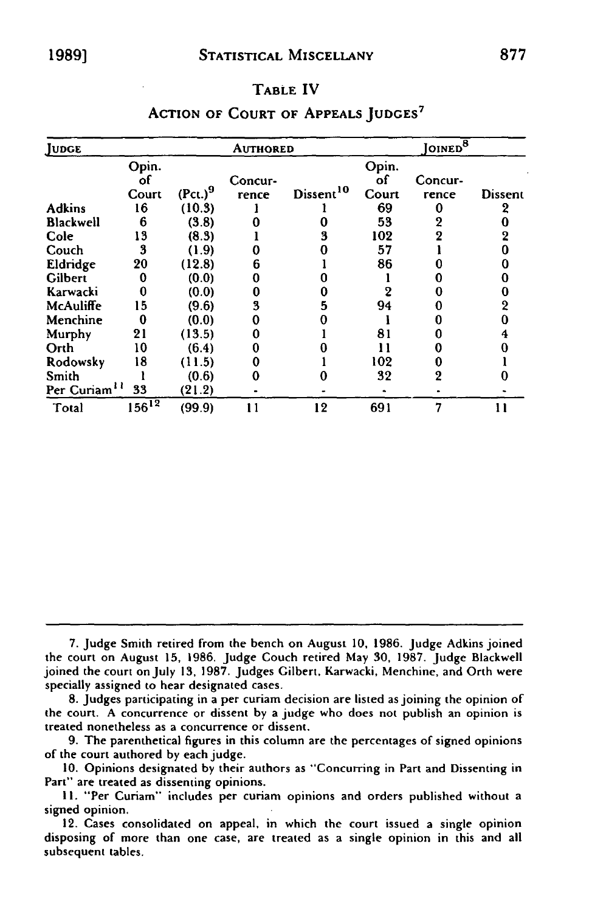TABLE IV

ACTION OF COURT OF APPEALS JUDGES[7]

| JUDGE | AUTHORED | | | | JOINED[8] | | |
|---|---|---|---|---|---|---|---|
| | Opin. of Court | (Pct.)[9] | Concurrence | Dissent[10] | Opin. of Court | Concurrence | Dissent |
| Adkins | 16 | (10.3) | 1 | 1 | 69 | 0 | 2 |
| Blackwell | 6 | (3.8) | 0 | 0 | 53 | 2 | 0 |
| Cole | 13 | (8.3) | 1 | 3 | 102 | 2 | 2 |
| Couch | 3 | (1.9) | 0 | 0 | 57 | 1 | 0 |
| Eldridge | 20 | (12.8) | 6 | 1 | 86 | 0 | 0 |
| Gilbert | 0 | (0.0) | 0 | 0 | 1 | 0 | 0 |
| Karwacki | 0 | (0.0) | 0 | 0 | 2 | 0 | 0 |
| McAuliffe | 15 | (9.6) | 3 | 5 | 94 | 0 | 2 |
| Menchine | 0 | (0.0) | 0 | 0 | 1 | 0 | 0 |
| Murphy | 21 | (13.5) | 0 | 1 | 81 | 0 | 4 |
| Orth | 10 | (6.4) | 0 | 0 | 11 | 0 | 0 |
| Rodowsky | 18 | (11.5) | 0 | 1 | 102 | 0 | 1 |
| Smith | 1 | (0.6) | 0 | 0 | 32 | 2 | 0 |
| Per Curiam[11] | 33 | (21.2) | - | - | - | - | - |
| Total | 156[12] | (99.9) | 11 | 12 | 691 | 7 | 11 |

7. Judge Smith retired from the bench on August 10, 1986. Judge Adkins joined the court on August 15, 1986. Judge Couch retired May 30, 1987. Judge Blackwell joined the court on July 13, 1987. Judges Gilbert, Karwacki, Menchine, and Orth were specially assigned to hear designated cases.

8. Judges participating in a per curiam decision are listed as joining the opinion of the court. A concurrence or dissent by a judge who does not publish an opinion is treated nonetheless as a concurrence or dissent.

9. The parenthetical figures in this column are the percentages of signed opinions of the court authored by each judge.

10. Opinions designated by their authors as "Concurring in Part and Dissenting in Part" are treated as dissenting opinions.

11. "Per Curiam" includes per curiam opinions and orders published without a signed opinion.

12. Cases consolidated on appeal, in which the court issued a single opinion disposing of more than one case, are treated as a single opinion in this and all subsequent tables.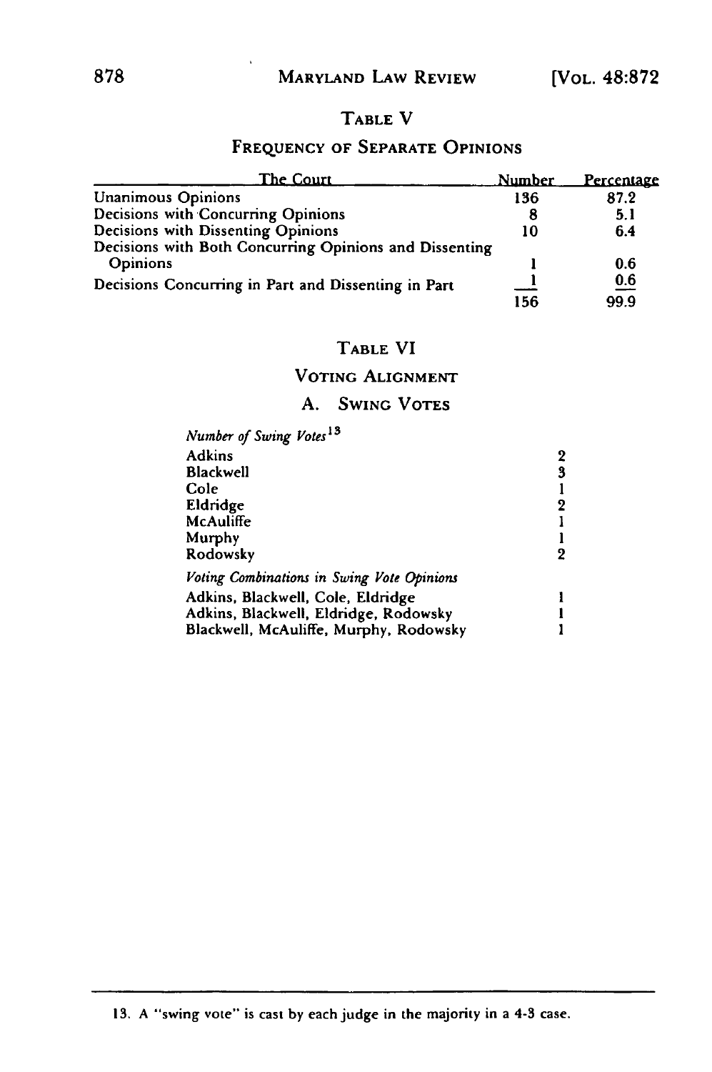## TABLE V

### FREQUENCY OF SEPARATE OPINIONS

| The Court | Number | Percentage |
|---|---|---|
| Unanimous Opinions | 136 | 87.2 |
| Decisions with Concurring Opinions | 8 | 5.1 |
| Decisions with Dissenting Opinions | 10 | 6.4 |
| Decisions with Both Concurring Opinions and Dissenting Opinions | 1 | 0.6 |
| Decisions Concurring in Part and Dissenting in Part | 1 | 0.6 |
| | 156 | 99.9 |

## TABLE VI

### VOTING ALIGNMENT

### A. SWING VOTES

| *Number of Swing Votes*[13] | |
|---|---|
| Adkins | 2 |
| Blackwell | 3 |
| Cole | 1 |
| Eldridge | 2 |
| McAuliffe | 1 |
| Murphy | 1 |
| Rodowsky | 2 |
| *Voting Combinations in Swing Vote Opinions* | |
| Adkins, Blackwell, Cole, Eldridge | 1 |
| Adkins, Blackwell, Eldridge, Rodowsky | 1 |
| Blackwell, McAuliffe, Murphy, Rodowsky | 1 |

---

13. A "swing vote" is cast by each judge in the majority in a 4-3 case.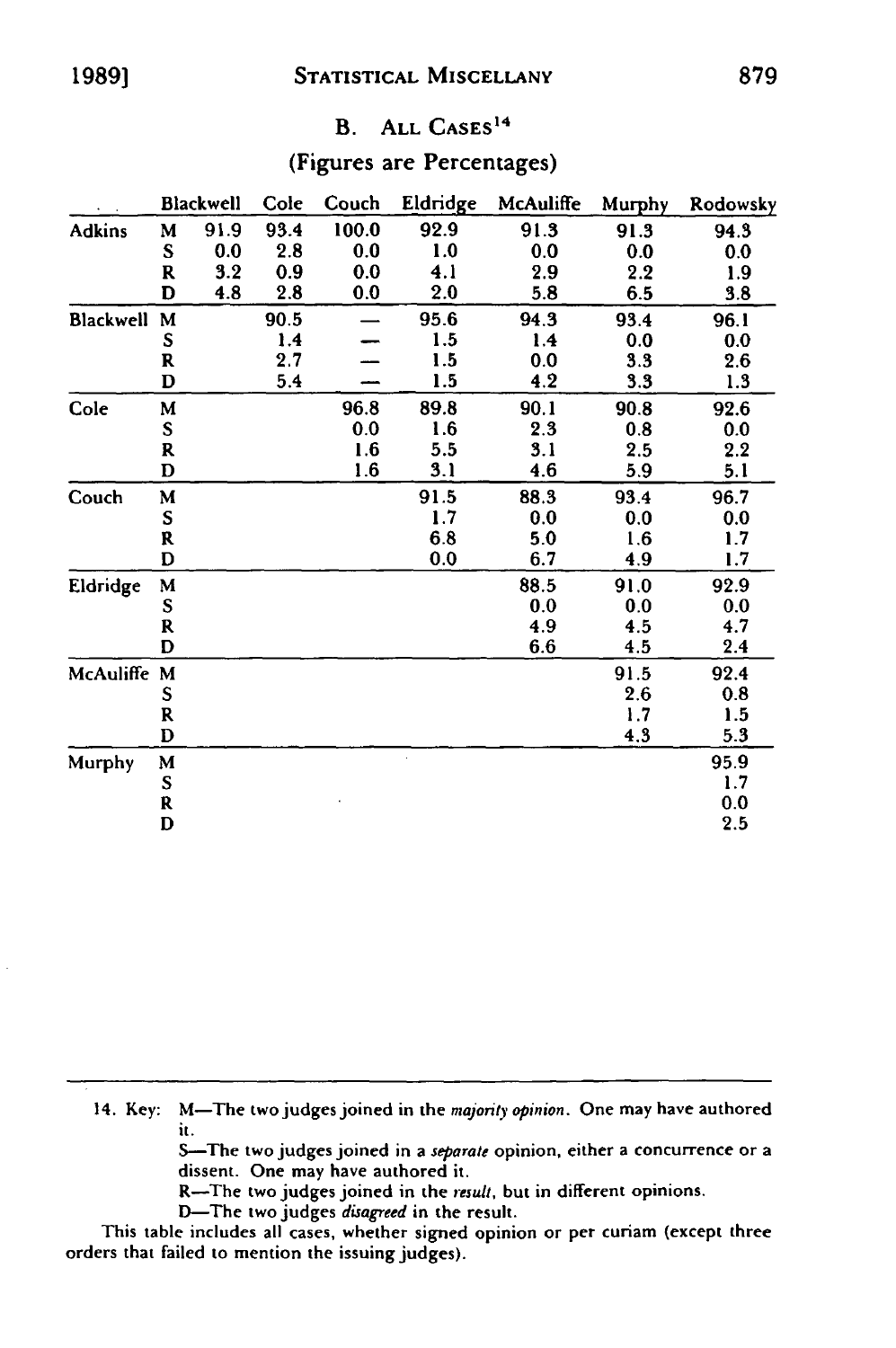### B. ALL CASES[14]

(Figures are Percentages)

| | | Blackwell | Cole | Couch | Eldridge | McAuliffe | Murphy | Rodowsky |
|---|---|---|---|---|---|---|---|---|
| Adkins | M | 91.9 | 93.4 | 100.0 | 92.9 | 91.3 | 91.3 | 94.3 |
| | S | 0.0 | 2.8 | 0.0 | 1.0 | 0.0 | 0.0 | 0.0 |
| | R | 3.2 | 0.9 | 0.0 | 4.1 | 2.9 | 2.2 | 1.9 |
| | D | 4.8 | 2.8 | 0.0 | 2.0 | 5.8 | 6.5 | 3.8 |
| Blackwell | M | | 90.5 | — | 95.6 | 94.3 | 93.4 | 96.1 |
| | S | | 1.4 | — | 1.5 | 1.4 | 0.0 | 0.0 |
| | R | | 2.7 | — | 1.5 | 0.0 | 3.3 | 2.6 |
| | D | | 5.4 | — | 1.5 | 4.2 | 3.3 | 1.3 |
| Cole | M | | | 96.8 | 89.8 | 90.1 | 90.8 | 92.6 |
| | S | | | 0.0 | 1.6 | 2.3 | 0.8 | 0.0 |
| | R | | | 1.6 | 5.5 | 3.1 | 2.5 | 2.2 |
| | D | | | 1.6 | 3.1 | 4.6 | 5.9 | 5.1 |
| Couch | M | | | | 91.5 | 88.3 | 93.4 | 96.7 |
| | S | | | | 1.7 | 0.0 | 0.0 | 0.0 |
| | R | | | | 6.8 | 5.0 | 1.6 | 1.7 |
| | D | | | | 0.0 | 6.7 | 4.9 | 1.7 |
| Eldridge | M | | | | | 88.5 | 91.0 | 92.9 |
| | S | | | | | 0.0 | 0.0 | 0.0 |
| | R | | | | | 4.9 | 4.5 | 4.7 |
| | D | | | | | 6.6 | 4.5 | 2.4 |
| McAuliffe | M | | | | | | 91.5 | 92.4 |
| | S | | | | | | 2.6 | 0.8 |
| | R | | | | | | 1.7 | 1.5 |
| | D | | | | | | 4.3 | 5.3 |
| Murphy | M | | | | | | | 95.9 |
| | S | | | | | | | 1.7 |
| | R | | | | | | | 0.0 |
| | D | | | | | | | 2.5 |

14. Key: M—The two judges joined in the *majority opinion*. One may have authored it.
S—The two judges joined in a *separate* opinion, either a concurrence or a dissent. One may have authored it.
R—The two judges joined in the *result*, but in different opinions.
D—The two judges *disagreed* in the result.

This table includes all cases, whether signed opinion or per curiam (except three orders that failed to mention the issuing judges).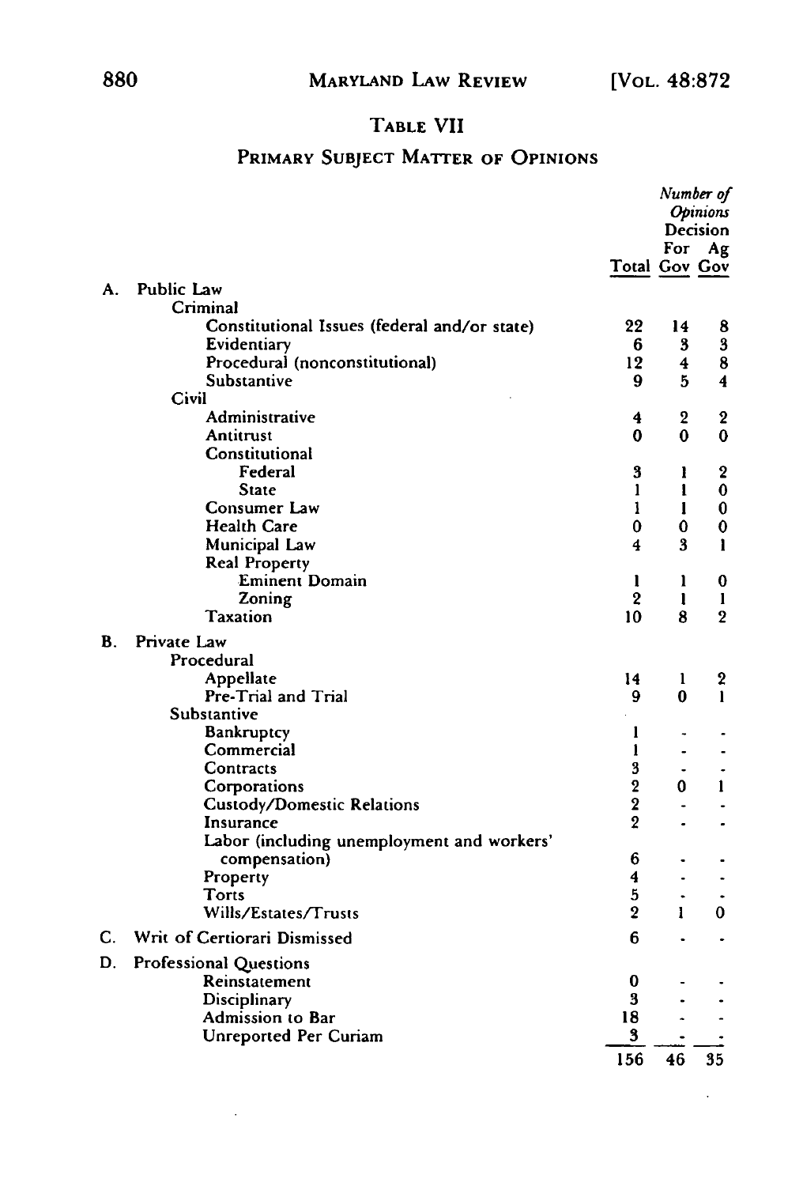## TABLE VII

### PRIMARY SUBJECT MATTER OF OPINIONS

| | Total | *Number of Opinions* Decision For Gov | Ag Gov |
|---|---|---|---|
| A. Public Law | | | |
| Criminal | | | |
| Constitutional Issues (federal and/or state) | 22 | 14 | 8 |
| Evidentiary | 6 | 3 | 3 |
| Procedural (nonconstitutional) | 12 | 4 | 8 |
| Substantive | 9 | 5 | 4 |
| Civil | | | |
| Administrative | 4 | 2 | 2 |
| Antitrust | 0 | 0 | 0 |
| Constitutional | | | |
| Federal | 3 | 1 | 2 |
| State | 1 | 1 | 0 |
| Consumer Law | 1 | 1 | 0 |
| Health Care | 0 | 0 | 0 |
| Municipal Law | 4 | 3 | 1 |
| Real Property | | | |
| Eminent Domain | 1 | 1 | 0 |
| Zoning | 2 | 1 | 1 |
| Taxation | 10 | 8 | 2 |
| B. Private Law | | | |
| Procedural | | | |
| Appellate | 14 | 1 | 2 |
| Pre-Trial and Trial | 9 | 0 | 1 |
| Substantive | | | |
| Bankruptcy | 1 | - | - |
| Commercial | 1 | - | - |
| Contracts | 3 | - | - |
| Corporations | 2 | 0 | 1 |
| Custody/Domestic Relations | 2 | - | - |
| Insurance | 2 | - | - |
| Labor (including unemployment and workers' compensation) | 6 | - | - |
| Property | 4 | - | - |
| Torts | 5 | - | - |
| Wills/Estates/Trusts | 2 | 1 | 0 |
| C. Writ of Certiorari Dismissed | 6 | - | - |
| D. Professional Questions | | | |
| Reinstatement | 0 | - | - |
| Disciplinary | 3 | - | - |
| Admission to Bar | 18 | - | - |
| Unreported Per Curiam | 3 | - | - |
| | 156 | 46 | 35 |